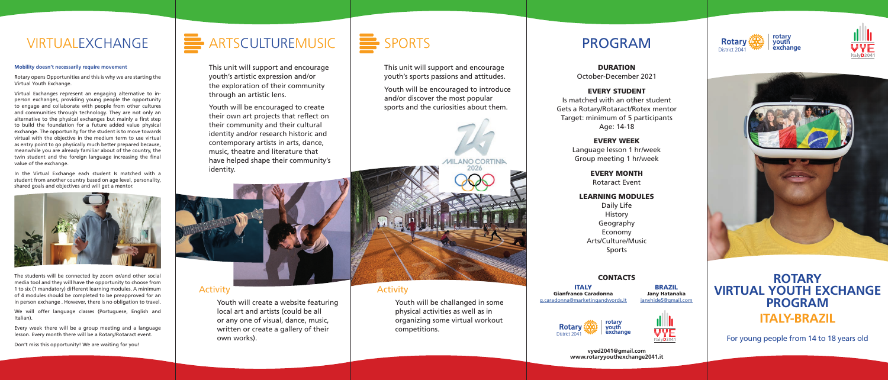# VIRTUALEXCHANGE

**Mobility doesn't necessarily require movement**

Rotary opens Opportunities and this is why we are starting the Virtual Youth Exchange.

Virtual Exchanges represent an engaging alternative to in-person exchanges, providing young people the opportunity to engage and collaborate with people from other cultures and communities through technology. They are not only an alternative to the physical exchanges but mainly a first step to build the foundation for a future added value physical exchange. The opportunity for the student is to move towards virtual with the objective in the medium term to use virtual as entry point to go physically much better prepared because, meanwhile you are already familiar about of the country, the twin student and the foreign language increasing the final value of the exchange.

In the Virtual Exchange each student Is matched with a student from another country based on age level, personality, shared goals and objectives and will get a mentor.

The students will be connected by zoom or/and other social media tool and they will have the opportunity to choose from 1 to six (1 mandatory) different learning modules. A minimum of 4 modules should be completed to be preapproved for an in person exchange . However, there is no obligation to travel.

We will offer language classes (Portuguese, English and Italian).

Every week there will be a group meeting and a language lesson. Every month there will be a Rotary/Rotaract event.

Don't miss this opportunity! We are waiting for you!

# ARTSCULTUREMUSIC

This unit will support and encourage youth's artistic expression and/or the exploration of their community through an artistic lens.

Youth will be encouraged to create their own art projects that reflect on their community and their cultural identity and/or research historic and contemporary artists in arts, dance, music, theatre and literature that have helped shape their community's identity.

## Activity

Youth will create a website featuring local art and artists (could be all or any one of visual, dance, music, written or create a gallery of their own works).

# SPORTS

This unit will support and encourage youth's sports passions and attitudes.

Youth will be encouraged to introduce and/or discover the most popular sports and the curiosities about them.

## Activity

Youth will be challanged in some physical activities as well as in organizing some virtual workout competitions.

# PROGRAM

**DURATION**
October-December 2021

**EVERY STUDENT**
Is matched with an other student
Gets a Rotary/Rotaract/Rotex mentor
Target: minimum of 5 participants
Age: 14-18

**EVERY WEEK**
Language lesson 1 hr/week
Group meeting 1 hr/week

**EVERY MONTH**
Rotaract Event

**LEARNING MODULES**
Daily Life
History
Geography
Economy
Arts/Culture/Music
Sports

**CONTACTS**

**ITALY**
**Gianfranco Caradonna**
g.caradonna@marketingandwords.it

**BRAZIL**
**Jany Hatanaka**
janyhide5@gmail.com

**vyed2041@gmail.com**
**www.rotaryyouthexchange2041.it**

# ROTARY VIRTUAL YOUTH EXCHANGE PROGRAM
## ITALY-BRAZIL

For young people from 14 to 18 years old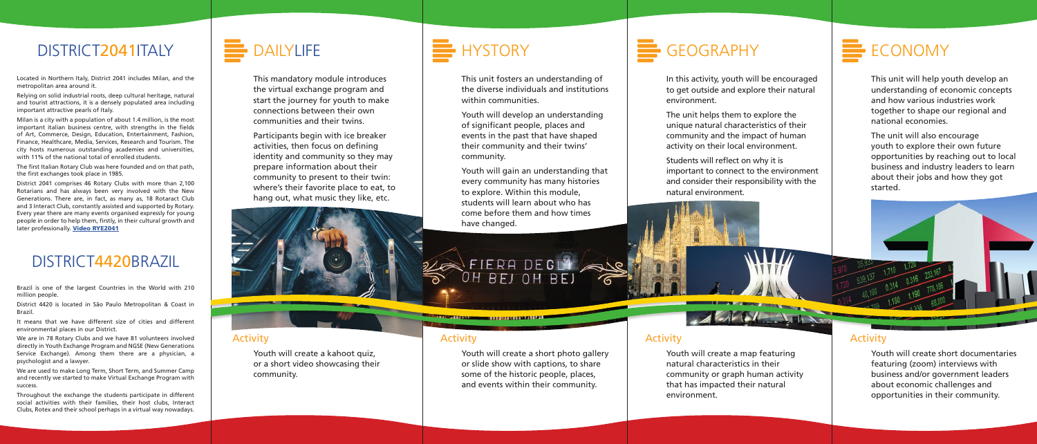## DISTRICT2041ITALY

Located in Northern Italy, District 2041 includes Milan, and the metropolitan area around it.

Relying on solid industrial roots, deep cultural heritage, natural and tourist attractions, it is a densely populated area including important attractive pearls of Italy.

Milan is a city with a population of about 1.4 million, is the most important italian business centre, with strengths in the fields of Art, Commerce, Design, Education, Entertainment, Fashion, Finance, Healthcare, Media, Services, Research and Tourism. The city hosts numerous outstanding academies and universities, with 11% of the national total of enrolled students.

The first Italian Rotary Club was here founded and on that path, the first exchanges took place in 1985.

District 2041 comprises 46 Rotary Clubs with more than 2,100 Rotarians and has always been very involved with the New Generations. There are, in fact, as many as, 18 Rotaract Club and 3 Interact Club, constantly assisted and supported by Rotary. Every year there are many events organised expressly for young people in order to help them, firstly, in their cultural growth and later professionally. **Video RYE2041**

## DISTRICT4420BRAZIL

Brazil is one of the largest Countries in the World with 210 million people.

District 4420 is located in São Paulo Metropolitan & Coast in Brazil.

It means that we have different size of cities and different environmental places in our District.

We are in 78 Rotary Clubs and we have 81 volunteers involved directly in Youth Exchange Program and NGSE (New Generations Service Exchange). Among them there are a physician, a psychologist and a lawyer.

We are used to make Long Term, Short Term, and Summer Camp and recently we started to make Virtual Exchange Program with success.

Throughout the exchange the students participate in different social activities with their families, their host clubs, Interact Clubs, Rotex and their school perhaps in a virtual way nowadays.

## DAILYLIFE

This mandatory module introduces the virtual exchange program and start the journey for youth to make connections between their own communities and their twins.

Participants begin with ice breaker activities, then focus on defining identity and community so they may prepare information about their community to present to their twin: where's their favorite place to eat, to hang out, what music they like, etc.

### Activity

Youth will create a kahoot quiz, or a short video showcasing their community.

## HYSTORY

This unit fosters an understanding of the diverse individuals and institutions within communities.

Youth will develop an understanding of significant people, places and events in the past that have shaped their community and their twins' community.

Youth will gain an understanding that every community has many histories to explore. Within this module, students will learn about who has come before them and how times have changed.

### Activity

Youth will create a short photo gallery or slide show with captions, to share some of the historic people, places, and events within their community.

## GEOGRAPHY

In this activity, youth will be encouraged to get outside and explore their natural environment.

The unit helps them to explore the unique natural characteristics of their community and the impact of human activity on their local environment.

Students will reflect on why it is important to connect to the environment and consider their responsibility with the natural environment.

### Activity

Youth will create a map featuring natural characteristics in their community or graph human activity that has impacted their natural environment.

## ECONOMY

This unit will help youth develop an understanding of economic concepts and how various industries work together to shape our regional and national economies.

The unit will also encourage youth to explore their own future opportunities by reaching out to local business and industry leaders to learn about their jobs and how they got started.

### Activity

Youth will create short documentaries featuring (zoom) interviews with business and/or government leaders about economic challenges and opportunities in their community.